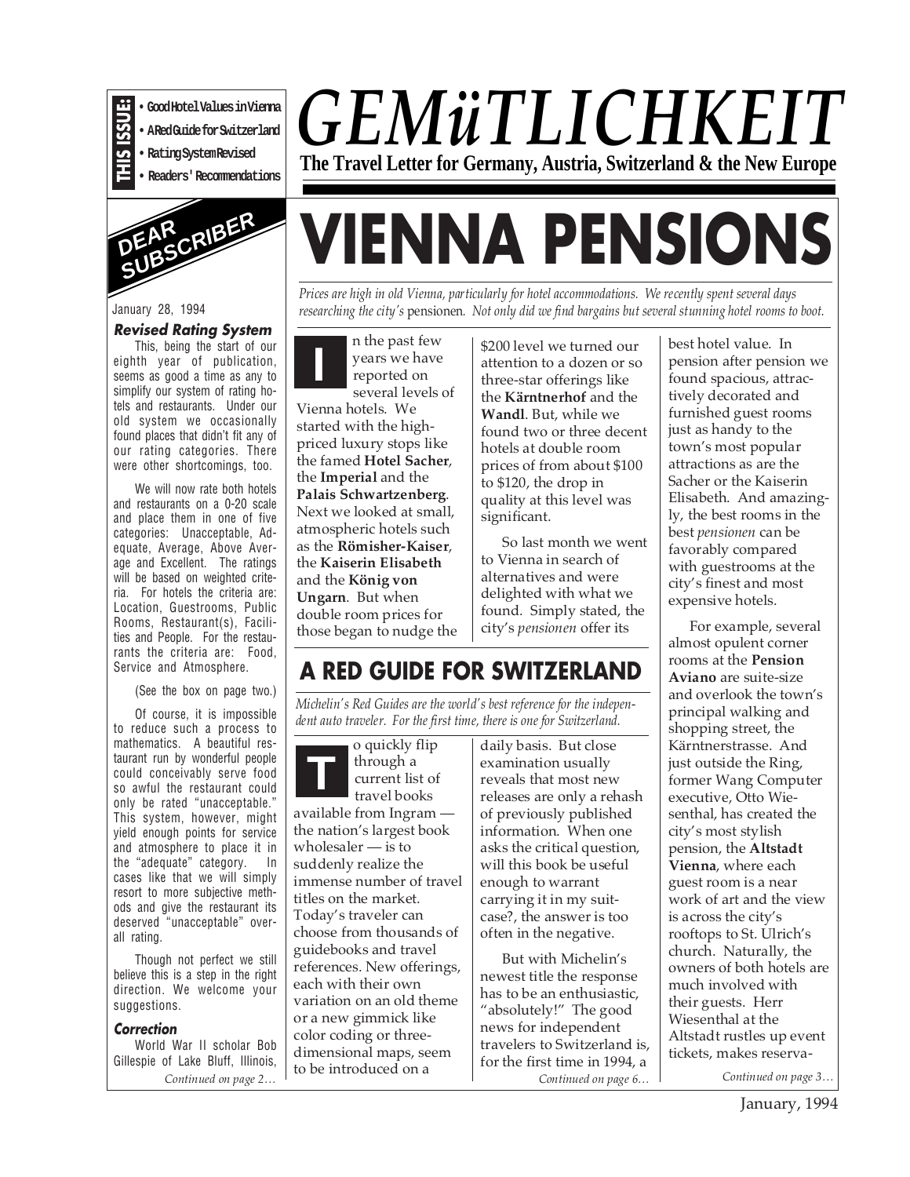THIS ISSUE:

- Good Hotel Values in Vienna
- A Red Guide for Switzerland
- Rating System Revised
- Readers' Recommendations

# GEMüTLICHKEIT

**The Travel Letter for Germany, Austria, Switzerland & the New Europe**

## DEAR SUBSCRIBER

January 28, 1994

### Revised Rating System

This, being the start of our eighth year of publication, seems as good a time as any to simplify our system of rating hotels and restaurants. Under our old system we occasionally found places that didn't fit any of our rating categories. There were other shortcomings, too.

We will now rate both hotels and restaurants on a 0-20 scale and place them in one of five categories: Unacceptable, Adequate, Average, Above Average and Excellent. The ratings will be based on weighted criteria. For hotels the criteria are: Location, Guestrooms, Public Rooms, Restaurant(s), Facilities and People. For the restaurants the criteria are: Food, Service and Atmosphere.

(See the box on page two.)

Of course, it is impossible to reduce such a process to mathematics. A beautiful restaurant run by wonderful people could conceivably serve food so awful the restaurant could only be rated "unacceptable." This system, however, might yield enough points for service and atmosphere to place it in the "adequate" category. In cases like that we will simply resort to more subjective methods and give the restaurant its deserved "unacceptable" overall rating.

Though not perfect we still believe this is a step in the right direction. We welcome your suggestions.

### Correction

World War II scholar Bob Gillespie of Lake Bluff, Illinois,

*Continued on page 2…*

# VIENNA PENSIONS

*Prices are high in old Vienna, particularly for hotel accommodations. We recently spent several days researching the city's* pensionen. *Not only did we find bargains but several stunning hotel rooms to boot.*

In the past few years we have reported on several levels of Vienna hotels. We started with the high-priced luxury stops like the famed **Hotel Sacher**, the **Imperial** and the **Palais Schwartzenberg**. Next we looked at small, atmospheric hotels such as the **Römisher-Kaiser**, the **Kaiserin Elisabeth** and the **König von Ungarn**. But when double room prices for those began to nudge the $200 level we turned our attention to a dozen or so three-star offerings like the **Kärntnerhof** and the **Wandl**. But, while we found two or three decent hotels at double room prices of from about $100 to $120, the drop in quality at this level was significant.

So last month we went to Vienna in search of alternatives and were delighted with what we found. Simply stated, the city's *pensionen* offer its best hotel value. In pension after pension we found spacious, attractively decorated and furnished guest rooms just as handy to the town's most popular attractions as are the Sacher or the Kaiserin Elisabeth. And amazingly, the best rooms in the best *pensionen* can be favorably compared with guestrooms at the city's finest and most expensive hotels.

For example, several almost opulent corner rooms at the **Pension Aviano** are suite-size and overlook the town's principal walking and shopping street, the Kärntnerstrasse. And just outside the Ring, former Wang Computer executive, Otto Wiesenthal, has created the city's most stylish pension, the **Altstadt Vienna**, where each guest room is a near work of art and the view is across the city's rooftops to St. Ulrich's church. Naturally, the owners of both hotels are much involved with their guests. Herr Wiesenthal at the Altstadt rustles up event tickets, makes reserva-

*Continued on page 3…*

## A RED GUIDE FOR SWITZERLAND

*Michelin's Red Guides are the world's best reference for the independent auto traveler. For the first time, there is one for Switzerland.*

To quickly flip through a current list of travel books available from Ingram — the nation's largest book wholesaler — is to suddenly realize the immense number of travel titles on the market. Today's traveler can choose from thousands of guidebooks and travel references. New offerings, each with their own variation on an old theme or a new gimmick like color coding or three-dimensional maps, seem to be introduced on a daily basis. But close examination usually reveals that most new releases are only a rehash of previously published information. When one asks the critical question, will this book be useful enough to warrant carrying it in my suitcase?, the answer is too often in the negative.

But with Michelin's newest title the response has to be an enthusiastic, "absolutely!" The good news for independent travelers to Switzerland is, for the first time in 1994, a

*Continued on page 6…*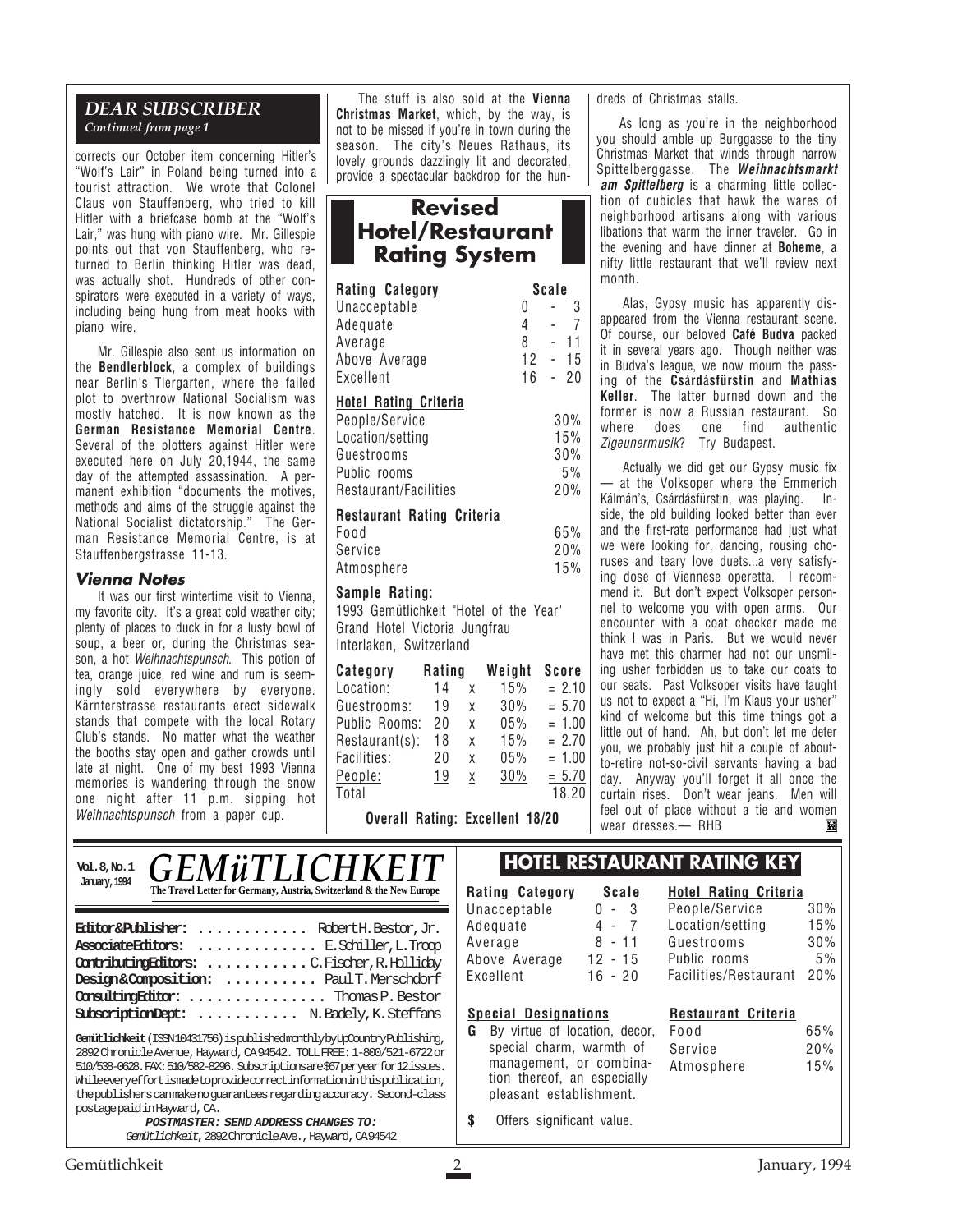## DEAR SUBSCRIBER

*Continued from page 1*

corrects our October item concerning Hitler's "Wolf's Lair" in Poland being turned into a tourist attraction. We wrote that Colonel Claus von Stauffenberg, who tried to kill Hitler with a briefcase bomb at the "Wolf's Lair," was hung with piano wire. Mr. Gillespie points out that von Stauffenberg, who returned to Berlin thinking Hitler was dead, was actually shot. Hundreds of other conspirators were executed in a variety of ways, including being hung from meat hooks with piano wire.

Mr. Gillespie also sent us information on the **Bendlerblock**, a complex of buildings near Berlin's Tiergarten, where the failed plot to overthrow National Socialism was mostly hatched. It is now known as the **German Resistance Memorial Centre**. Several of the plotters against Hitler were executed here on July 20,1944, the same day of the attempted assassination. A permanent exhibition "documents the motives, methods and aims of the struggle against the National Socialist dictatorship." The German Resistance Memorial Centre, is at Stauffenbergstrasse 11-13.

### Vienna Notes

It was our first wintertime visit to Vienna, my favorite city. It's a great cold weather city; plenty of places to duck in for a lusty bowl of soup, a beer or, during the Christmas season, a hot *Weihnachtspunsch*. This potion of tea, orange juice, red wine and rum is seemingly sold everywhere by everyone. Kärnterstrasse restaurants erect sidewalk stands that compete with the local Rotary Club's stands. No matter what the weather the booths stay open and gather crowds until late at night. One of my best 1993 Vienna memories is wandering through the snow one night after 11 p.m. sipping hot *Weihnachtspunsch* from a paper cup.

The stuff is also sold at the **Vienna Christmas Market**, which, by the way, is not to be missed if you're in town during the season. The city's Neues Rathaus, its lovely grounds dazzlingly lit and decorated, provide a spectacular backdrop for the hundreds of Christmas stalls.

As long as you're in the neighborhood you should amble up Burggasse to the tiny Christmas Market that winds through narrow Spittelberggasse. The ***Weihnachtsmarkt am Spittelberg*** is a charming little collection of cubicles that hawk the wares of neighborhood artisans along with various libations that warm the inner traveler. Go in the evening and have dinner at **Boheme**, a nifty little restaurant that we'll review next month.

Alas, Gypsy music has apparently disappeared from the Vienna restaurant scene. Of course, our beloved **Café Budva** packed it in several years ago. Though neither was in Budva's league, we now mourn the passing of the **Csárdásfürstin** and **Mathias Keller**. The latter burned down and the former is now a Russian restaurant. So where does one find authentic *Zigeunermusik*? Try Budapest.

Actually we did get our Gypsy music fix — at the Volksoper where the Emmerich Kálmán's, Csárdásfürstin, was playing. Inside, the old building looked better than ever and the first-rate performance had just what we were looking for, dancing, rousing choruses and teary love duets...a very satisfying dose of Viennese operetta. I recommend it. But don't expect Volksoper personnel to welcome you with open arms. Our encounter with a coat checker made me think I was in Paris. But we would never have met this charmer had not our unsmiling usher forbidden us to take our coats to our seats. Past Volksoper visits have taught us not to expect a "Hi, I'm Klaus your usher" kind of welcome but this time things got a little out of hand. Ah, but don't let me deter you, we probably just hit a couple of about-to-retire not-so-civil servants having a bad day. Anyway you'll forget it all once the curtain rises. Don't wear jeans. Men will feel out of place without a tie and women wear dresses.— RHB

## Revised Hotel/Restaurant Rating System

| Rating Category | Scale |
|---|---|
| Unacceptable | 0 - 3 |
| Adequate | 4 - 7 |
| Average | 8 - 11 |
| Above Average | 12 - 15 |
| Excellent | 16 - 20 |

**Hotel Rating Criteria**

| | |
|---|---|
| People/Service | 30% |
| Location/setting | 15% |
| Guestrooms | 30% |
| Public rooms | 5% |
| Restaurant/Facilities | 20% |

**Restaurant Rating Criteria**

| | |
|---|---|
| Food | 65% |
| Service | 20% |
| Atmosphere | 15% |

**Sample Rating:**

1993 Gemütlichkeit "Hotel of the Year"
Grand Hotel Victoria Jungfrau
Interlaken, Switzerland

| Category | Rating | | Weight | Score |
|---|---|---|---|---|
| Location: | 14 | x | 15% | = 2.10 |
| Guestrooms: | 19 | x | 30% | = 5.70 |
| Public Rooms: | 20 | x | 05% | = 1.00 |
| Restaurant(s): | 18 | x | 15% | = 2.70 |
| Facilities: | 20 | x | 05% | = 1.00 |
| People: | 19 | x | 30% | = 5.70 |
| Total | | | | 18.20 |

**Overall Rating: Excellent 18/20**

---

Vol. 8, No. 1
January, 1994

# GEMüTLICHKEIT

**The Travel Letter for Germany, Austria, Switzerland & the New Europe**

**Editor & Publisher:** Robert H. Bestor, Jr.
**Associate Editors:** E. Schiller, L. Troop
**Contributing Editors:** C. Fischer, R. Holliday
**Design & Composition:** Paul T. Merschdorf
**Consulting Editor:** Thomas P. Bestor
**Subscription Dept:** N. Badely, K. Steffans

**Gemütlichkeit** (ISSN 10431756) is published monthly by UpCountry Publishing, 2892 Chronicle Avenue, Hayward, CA 94542. TOLL FREE: 1-800/521-6722 or 510/538-0628. FAX: 510/582-8296. Subscriptions are $67 per year for 12 issues. While every effort is made to provide correct information in this publication, the publishers can make no guarantees regarding accuracy. Second-class postage paid in Hayward, CA.

**POSTMASTER: SEND ADDRESS CHANGES TO:**
*Gemütlichkeit*, 2892 Chronicle Ave., Hayward, CA 94542

## HOTEL RESTAURANT RATING KEY

| Rating Category | Scale |
|---|---|
| Unacceptable | 0 - 3 |
| Adequate | 4 - 7 |
| Average | 8 - 11 |
| Above Average | 12 - 15 |
| Excellent | 16 - 20 |

**Hotel Rating Criteria**

| | |
|---|---|
| People/Service | 30% |
| Location/setting | 15% |
| Guestrooms | 30% |
| Public rooms | 5% |
| Facilities/Restaurant | 20% |

**Special Designations**

**G** By virtue of location, decor, special charm, warmth of management, or combination thereof, an especially pleasant establishment.

**$** Offers significant value.

**Restaurant Criteria**

| | |
|---|---|
| Food | 65% |
| Service | 20% |
| Atmosphere | 15% |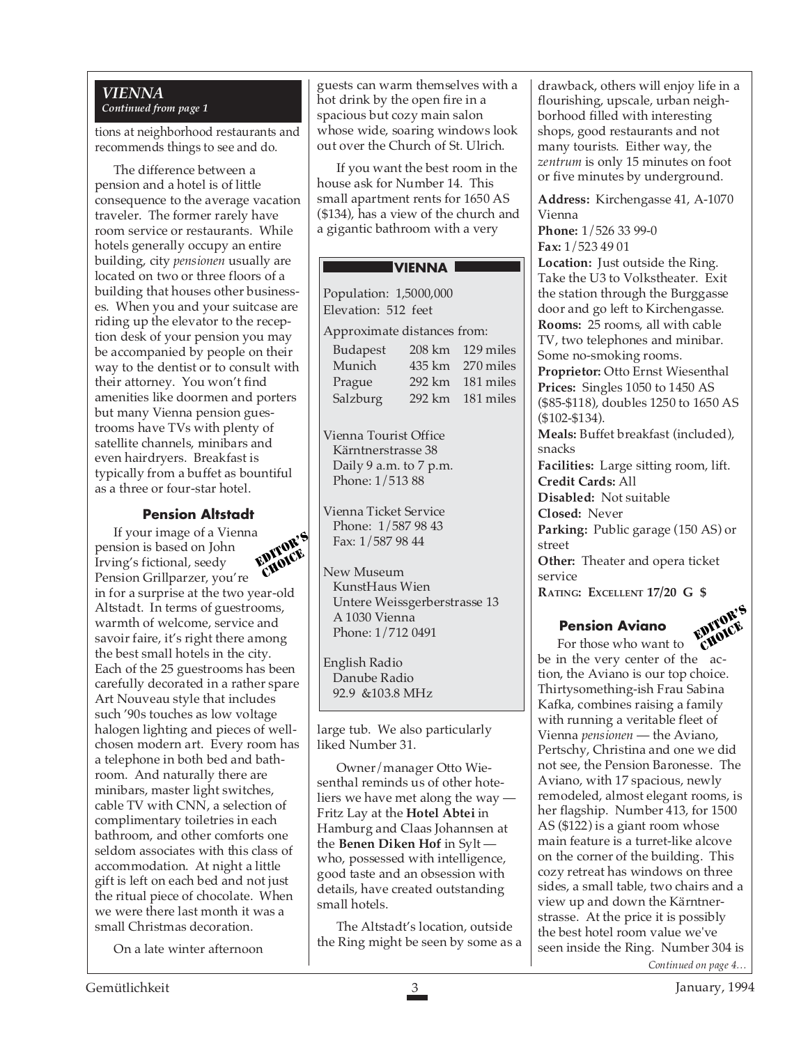### *VIENNA*
*Continued from page 1*

tions at neighborhood restaurants and recommends things to see and do.

The difference between a pension and a hotel is of little consequence to the average vacation traveler. The former rarely have room service or restaurants. While hotels generally occupy an entire building, city *pensionen* usually are located on two or three floors of a building that houses other businesses. When you and your suitcase are riding up the elevator to the reception desk of your pension you may be accompanied by people on their way to the dentist or to consult with their attorney. You won't find amenities like doormen and porters but many Vienna pension guestrooms have TVs with plenty of satellite channels, minibars and even hairdryers. Breakfast is typically from a buffet as bountiful as a three or four-star hotel.

### Pension Altstadt

EDITOR'S CHOICE

If your image of a Vienna pension is based on John Irving's fictional, seedy Pension Grillparzer, you're in for a surprise at the two year-old Altstadt. In terms of guestrooms, warmth of welcome, service and savoir faire, it's right there among the best small hotels in the city. Each of the 25 guestrooms has been carefully decorated in a rather spare Art Nouveau style that includes such '90s touches as low voltage halogen lighting and pieces of well-chosen modern art. Every room has a telephone in both bed and bathroom. And naturally there are minibars, master light switches, cable TV with CNN, a selection of complimentary toiletries in each bathroom, and other comforts one seldom associates with this class of accommodation. At night a little gift is left on each bed and not just the ritual piece of chocolate. When we were there last month it was a small Christmas decoration.

On a late winter afternoon guests can warm themselves with a hot drink by the open fire in a spacious but cozy main salon whose wide, soaring windows look out over the Church of St. Ulrich.

If you want the best room in the house ask for Number 14. This small apartment rents for 1650 AS ($134), has a view of the church and a gigantic bathroom with a very large tub. We also particularly liked Number 31.

Owner/manager Otto Wiesenthal reminds us of other hoteliers we have met along the way — Fritz Lay at the **Hotel Abtei** in Hamburg and Claas Johannsen at the **Benen Diken Hof** in Sylt — who, possessed with intelligence, good taste and an obsession with details, have created outstanding small hotels.

The Altstadt's location, outside the Ring might be seen by some as a drawback, others will enjoy life in a flourishing, upscale, urban neighborhood filled with interesting shops, good restaurants and not many tourists. Either way, the *zentrum* is only 15 minutes on foot or five minutes by underground.

**Address:** Kirchengasse 41, A-1070 Vienna
**Phone:** 1/526 33 99-0
**Fax:** 1/523 49 01
**Location:** Just outside the Ring. Take the U3 to Volkstheater. Exit the station through the Burggasse door and go left to Kirchengasse.
**Rooms:** 25 rooms, all with cable TV, two telephones and minibar. Some no-smoking rooms.
**Proprietor:** Otto Ernst Wiesenthal
**Prices:** Singles 1050 to 1450 AS ($85-$118), doubles 1250 to 1650 AS ($102-$134).
**Meals:** Buffet breakfast (included), snacks
**Facilities:** Large sitting room, lift.
**Credit Cards:** All
**Disabled:** Not suitable
**Closed:** Never
**Parking:** Public garage (150 AS) or street
**Other:** Theater and opera ticket service
**RATING: EXCELLENT 17/20 G $**

---

**VIENNA**

Population: 1,5000,000
Elevation: 512 feet

Approximate distances from:

| | | |
|---|---|---|
| Budapest | 208 km | 129 miles |
| Munich | 435 km | 270 miles |
| Prague | 292 km | 181 miles |
| Salzburg | 292 km | 181 miles |

Vienna Tourist Office
Kärntnerstrasse 38
Daily 9 a.m. to 7 p.m.
Phone: 1/513 88

Vienna Ticket Service
Phone: 1/587 98 43
Fax: 1/587 98 44

New Museum
KunstHaus Wien
Untere Weissgerberstrasse 13
A 1030 Vienna
Phone: 1/712 0491

English Radio
Danube Radio
92.9 &103.8 MHz

---

### Pension Aviano

EDITOR'S CHOICE

For those who want to be in the very center of the action, the Aviano is our top choice. Thirtysomething-ish Frau Sabina Kafka, combines raising a family with running a veritable fleet of Vienna *pensionen* — the Aviano, Pertschy, Christina and one we did not see, the Pension Baronesse. The Aviano, with 17 spacious, newly remodeled, almost elegant rooms, is her flagship. Number 413, for 1500 AS ($122) is a giant room whose main feature is a turret-like alcove on the corner of the building. This cozy retreat has windows on three sides, a small table, two chairs and a view up and down the Kärntnerstrasse. At the price it is possibly the best hotel room value we've seen inside the Ring. Number 304 is

*Continued on page 4…*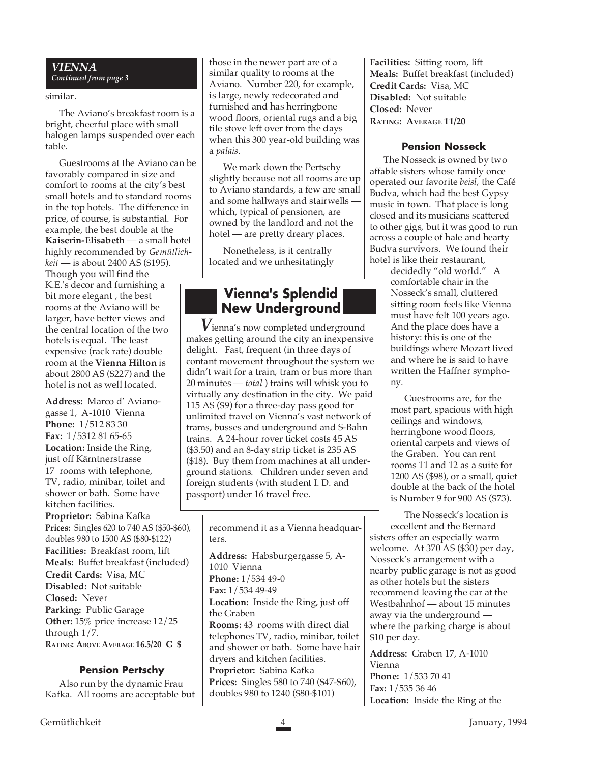*VIENNA*
*Continued from page 3*

similar.

The Aviano's breakfast room is a bright, cheerful place with small halogen lamps suspended over each table.

Guestrooms at the Aviano can be favorably compared in size and comfort to rooms at the city's best small hotels and to standard rooms in the top hotels. The difference in price, of course, is substantial. For example, the best double at the **Kaiserin-Elisabeth** — a small hotel highly recommended by *Gemütlichkeit* — is about 2400 AS ($195). Though you will find the K.E.'s decor and furnishing a bit more elegant , the best rooms at the Aviano will be larger, have better views and the central location of the two hotels is equal. The least expensive (rack rate) double room at the **Vienna Hilton** is about 2800 AS ($227) and the hotel is not as well located.

**Address:** Marco d' Avianogasse 1, A-1010 Vienna
**Phone:** 1/512 83 30
**Fax:** 1/5312 81 65-65
**Location:** Inside the Ring, just off Kärntnerstrasse
17 rooms with telephone, TV, radio, minibar, toilet and shower or bath. Some have kitchen facilities.
**Proprietor:** Sabina Kafka
**Prices:** Singles 620 to 740 AS ($50-$60), doubles 980 to 1500 AS ($80-$122)
**Facilities:** Breakfast room, lift
**Meals:** Buffet breakfast (included)
**Credit Cards:** Visa, MC
**Disabled:** Not suitable
**Closed:** Never
**Parking:** Public Garage
**Other:** 15% price increase 12/25 through 1/7.
**RATING: ABOVE AVERAGE 16.5/20 G $**

### Pension Pertschy

Also run by the dynamic Frau Kafka. All rooms are acceptable but those in the newer part are of a similar quality to rooms at the Aviano. Number 220, for example, is large, newly redecorated and furnished and has herringbone wood floors, oriental rugs and a big tile stove left over from the days when this 300 year-old building was a *palais*.

We mark down the Pertschy slightly because not all rooms are up to Aviano standards, a few are small and some hallways and stairwells — which, typical of pensionen, are owned by the landlord and not the hotel — are pretty dreary places.

Nonetheless, is it centrally located and we unhesitatingly recommend it as a Vienna headquarters.

**Address:** Habsburgergasse 5, A-1010 Vienna
**Phone:** 1/534 49-0
**Fax:** 1/534 49-49
**Location:** Inside the Ring, just off the Graben
**Rooms:** 43 rooms with direct dial telephones TV, radio, minibar, toilet and shower or bath. Some have hair dryers and kitchen facilities.
**Proprietor:** Sabina Kafka
**Prices:** Singles 580 to 740 ($47-$60), doubles 980 to 1240 ($80-$101)
**Facilities:** Sitting room, lift
**Meals:** Buffet breakfast (included)
**Credit Cards:** Visa, MC
**Disabled:** Not suitable
**Closed:** Never
**RATING: AVERAGE 11/20**

### Pension Nosseck

The Nosseck is owned by two affable sisters whose family once operated our favorite *beisl*, the Café Budva, which had the best Gypsy music in town. That place is long closed and its musicians scattered to other gigs, but it was good to run across a couple of hale and hearty Budva survivors. We found their hotel is like their restaurant, decidedly "old world." A comfortable chair in the Nosseck's small, cluttered sitting room feels like Vienna must have felt 100 years ago. And the place does have a history: this is one of the buildings where Mozart lived and where he is said to have written the Haffner symphony.

Guestrooms are, for the most part, spacious with high ceilings and windows, herringbone wood floors, oriental carpets and views of the Graben. You can rent rooms 11 and 12 as a suite for 1200 AS ($98), or a small, quiet double at the back of the hotel is Number 9 for 900 AS ($73).

The Nosseck's location is excellent and the Bernard sisters offer an especially warm welcome. At 370 AS ($30) per day, Nosseck's arrangement with a nearby public garage is not as good as other hotels but the sisters recommend leaving the car at the Westbahnhof — about 15 minutes away via the underground — where the parking charge is about $10 per day.

**Address:** Graben 17, A-1010 Vienna
**Phone:** 1/533 70 41
**Fax:** 1/535 36 46
**Location:** Inside the Ring at the

## Vienna's Splendid New Underground

*V*ienna's now completed underground makes getting around the city an inexpensive delight. Fast, frequent (in three days of contant movement throughout the system we didn't wait for a train, tram or bus more than 20 minutes — *total* ) trains will whisk you to virtually any destination in the city. We paid 115 AS ($9) for a three-day pass good for unlimited travel on Vienna's vast network of trams, busses and underground and S-Bahn trains. A 24-hour rover ticket costs 45 AS ($3.50) and an 8-day strip ticket is 235 AS ($18). Buy them from machines at all underground stations. Children under seven and foreign students (with student I. D. and passport) under 16 travel free.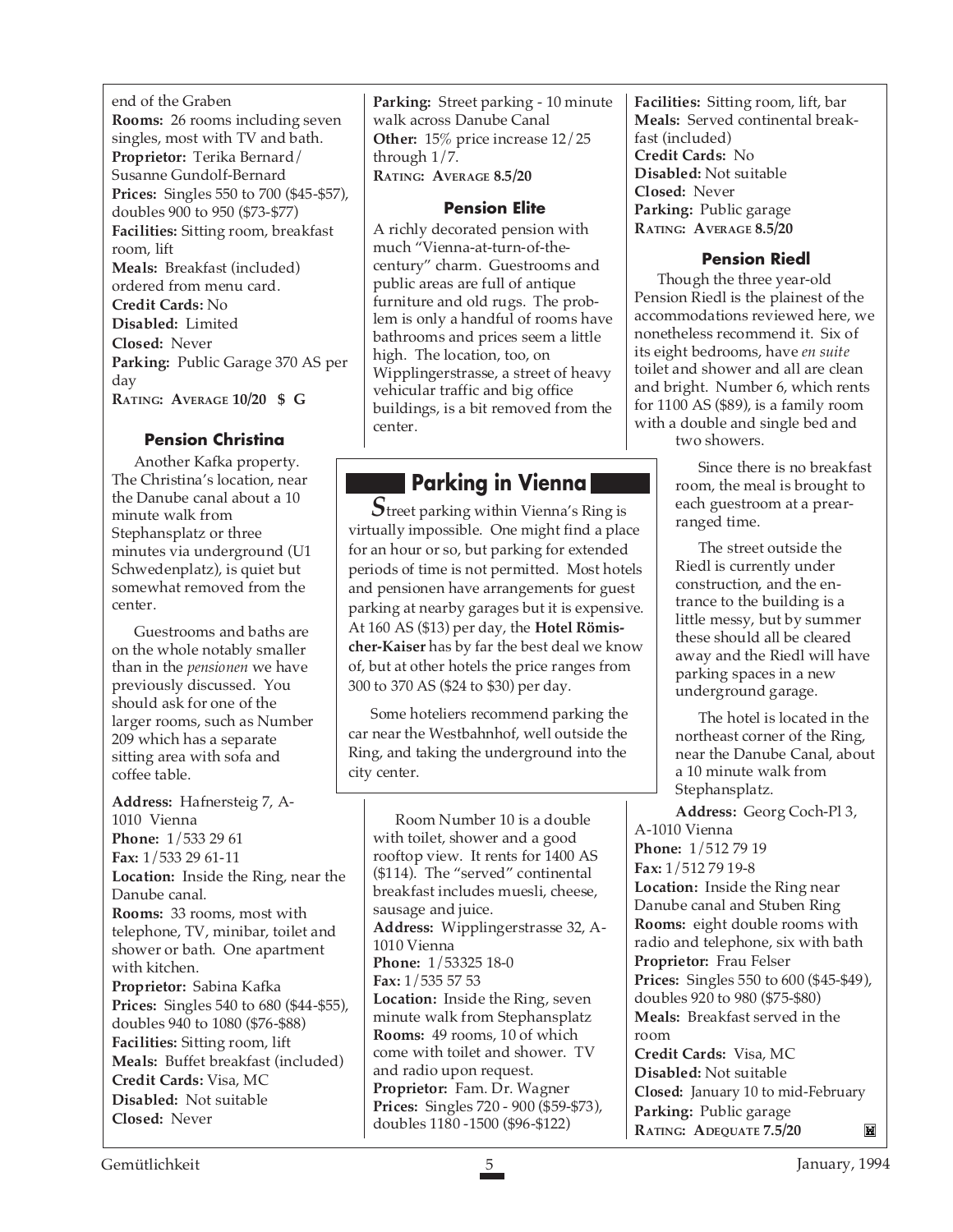end of the Graben
**Rooms:** 26 rooms including seven singles, most with TV and bath.
**Proprietor:** Terika Bernard/ Susanne Gundolf-Bernard
**Prices:** Singles 550 to 700 ($45-$57), doubles 900 to 950 ($73-$77)
**Facilities:** Sitting room, breakfast room, lift
**Meals:** Breakfast (included) ordered from menu card.
**Credit Cards:** No
**Disabled:** Limited
**Closed:** Never
**Parking:** Public Garage 370 AS per day
**RATING: AVERAGE 10/20 $ G**

### Pension Christina

Another Kafka property. The Christina's location, near the Danube canal about a 10 minute walk from Stephansplatz or three minutes via underground (U1 Schwedenplatz), is quiet but somewhat removed from the center.

Guestrooms and baths are on the whole notably smaller than in the *pensionen* we have previously discussed. You should ask for one of the larger rooms, such as Number 209 which has a separate sitting area with sofa and coffee table.

**Address:** Hafnersteig 7, A-1010 Vienna
**Phone:** 1/533 29 61
**Fax:** 1/533 29 61-11
**Location:** Inside the Ring, near the Danube canal.
**Rooms:** 33 rooms, most with telephone, TV, minibar, toilet and shower or bath. One apartment with kitchen.
**Proprietor:** Sabina Kafka
**Prices:** Singles 540 to 680 ($44-$55), doubles 940 to 1080 ($76-$88)
**Facilities:** Sitting room, lift
**Meals:** Buffet breakfast (included)
**Credit Cards:** Visa, MC
**Disabled:** Not suitable
**Closed:** Never
**Parking:** Street parking - 10 minute walk across Danube Canal
**Other:** 15% price increase 12/25 through 1/7.
**RATING: AVERAGE 8.5/20**

### Pension Elite

A richly decorated pension with much "Vienna-at-turn-of-the-century" charm. Guestrooms and public areas are full of antique furniture and old rugs. The problem is only a handful of rooms have bathrooms and prices seem a little high. The location, too, on Wipplingerstrasse, a street of heavy vehicular traffic and big office buildings, is a bit removed from the center.

Room Number 10 is a double with toilet, shower and a good rooftop view. It rents for 1400 AS ($114). The "served" continental breakfast includes muesli, cheese, sausage and juice.

**Address:** Wipplingerstrasse 32, A-1010 Vienna
**Phone:** 1/53325 18-0
**Fax:** 1/535 57 53
**Location:** Inside the Ring, seven minute walk from Stephansplatz
**Rooms:** 49 rooms, 10 of which come with toilet and shower. TV and radio upon request.
**Proprietor:** Fam. Dr. Wagner
**Prices:** Singles 720 - 900 ($59-$73), doubles 1180 -1500 ($96-$122)
**Facilities:** Sitting room, lift, bar
**Meals:** Served continental breakfast (included)
**Credit Cards:** No
**Disabled:** Not suitable
**Closed:** Never
**Parking:** Public garage
**RATING: AVERAGE 8.5/20**

## Parking in Vienna

*S*treet parking within Vienna's Ring is virtually impossible. One might find a place for an hour or so, but parking for extended periods of time is not permitted. Most hotels and pensionen have arrangements for guest parking at nearby garages but it is expensive. At 160 AS ($13) per day, the **Hotel Römischer-Kaiser** has by far the best deal we know of, but at other hotels the price ranges from 300 to 370 AS ($24 to $30) per day.

Some hoteliers recommend parking the car near the Westbahnhof, well outside the Ring, and taking the underground into the city center.

### Pension Riedl

Though the three year-old Pension Riedl is the plainest of the accommodations reviewed here, we nonetheless recommend it. Six of its eight bedrooms, have *en suite* toilet and shower and all are clean and bright. Number 6, which rents for 1100 AS ($89), is a family room with a double and single bed and two showers.

Since there is no breakfast room, the meal is brought to each guestroom at a prearranged time.

The street outside the Riedl is currently under construction, and the entrance to the building is a little messy, but by summer these should all be cleared away and the Riedl will have parking spaces in a new underground garage.

The hotel is located in the northeast corner of the Ring, near the Danube Canal, about a 10 minute walk from Stephansplatz.

**Address:** Georg Coch-Pl 3, A-1010 Vienna
**Phone:** 1/512 79 19
**Fax:** 1/512 79 19-8
**Location:** Inside the Ring near Danube canal and Stuben Ring
**Rooms:** eight double rooms with radio and telephone, six with bath
**Proprietor:** Frau Felser
**Prices:** Singles 550 to 600 ($45-$49), doubles 920 to 980 ($75-$80)
**Meals:** Breakfast served in the room
**Credit Cards:** Visa, MC
**Disabled:** Not suitable
**Closed:** January 10 to mid-February
**Parking:** Public garage
**RATING: ADEQUATE 7.5/20**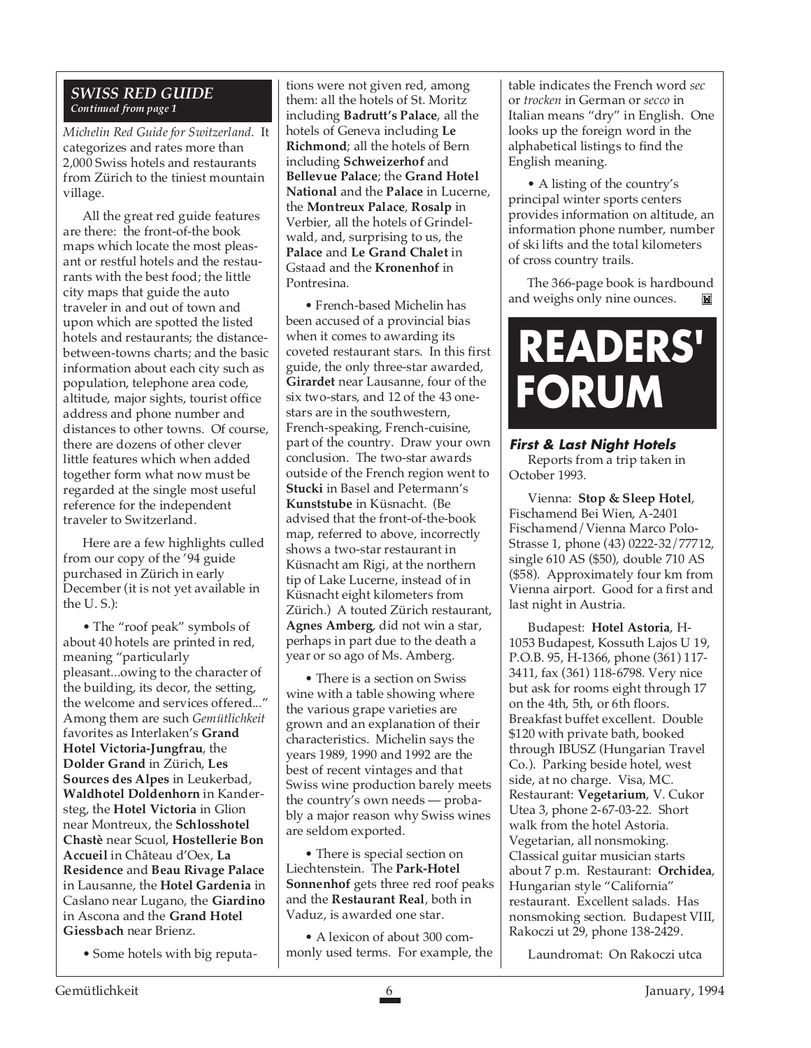### *SWISS RED GUIDE*
*Continued from page 1*

*Michelin Red Guide for Switzerland*. It categorizes and rates more than 2,000 Swiss hotels and restaurants from Zürich to the tiniest mountain village.

All the great red guide features are there: the front-of-the book maps which locate the most pleasant or restful hotels and the restaurants with the best food; the little city maps that guide the auto traveler in and out of town and upon which are spotted the listed hotels and restaurants; the distance-between-towns charts; and the basic information about each city such as population, telephone area code, altitude, major sights, tourist office address and phone number and distances to other towns. Of course, there are dozens of other clever little features which when added together form what now must be regarded at the single most useful reference for the independent traveler to Switzerland.

Here are a few highlights culled from our copy of the '94 guide purchased in Zürich in early December (it is not yet available in the U. S.):

• The "roof peak" symbols of about 40 hotels are printed in red, meaning "particularly pleasant...owing to the character of the building, its decor, the setting, the welcome and services offered..." Among them are such *Gemütlichkeit* favorites as Interlaken's **Grand Hotel Victoria-Jungfrau**, the **Dolder Grand** in Zürich, **Les Sources des Alpes** in Leukerbad, **Waldhotel Doldenhorn** in Kandersteg, the **Hotel Victoria** in Glion near Montreux, the **Schlosshotel Chastè** near Scuol, **Hostellerie Bon Accueil** in Château d'Oex, **La Residence** and **Beau Rivage Palace** in Lausanne, the **Hotel Gardenia** in Caslano near Lugano, the **Giardino** in Ascona and the **Grand Hotel Giessbach** near Brienz.

• Some hotels with big reputations were not given red, among them: all the hotels of St. Moritz including **Badrutt's Palace**, all the hotels of Geneva including **Le Richmond**; all the hotels of Bern including **Schweizerhof** and **Bellevue Palace**; the **Grand Hotel National** and the **Palace** in Lucerne, the **Montreux Palace**, **Rosalp** in Verbier, all the hotels of Grindelwald, and, surprising to us, the **Palace** and **Le Grand Chalet** in Gstaad and the **Kronenhof** in Pontresina.

• French-based Michelin has been accused of a provincial bias when it comes to awarding its coveted restaurant stars. In this first guide, the only three-star awarded, **Girardet** near Lausanne, four of the six two-stars, and 12 of the 43 one-stars are in the southwestern, French-speaking, French-cuisine, part of the country. Draw your own conclusion. The two-star awards outside of the French region went to **Stucki** in Basel and Petermann's **Kunststube** in Küsnacht. (Be advised that the front-of-the-book map, referred to above, incorrectly shows a two-star restaurant in Küsnacht am Rigi, at the northern tip of Lake Lucerne, instead of in Küsnacht eight kilometers from Zürich.) A touted Zürich restaurant, **Agnes Amberg**, did not win a star, perhaps in part due to the death a year or so ago of Ms. Amberg.

• There is a section on Swiss wine with a table showing where the various grape varieties are grown and an explanation of their characteristics. Michelin says the years 1989, 1990 and 1992 are the best of recent vintages and that Swiss wine production barely meets the country's own needs — probably a major reason why Swiss wines are seldom exported.

• There is special section on Liechtenstein. The **Park-Hotel Sonnenhof** gets three red roof peaks and the **Restaurant Real**, both in Vaduz, is awarded one star.

• A lexicon of about 300 commonly used terms. For example, the table indicates the French word *sec* or *trocken* in German or *secco* in Italian means "dry" in English. One looks up the foreign word in the alphabetical listings to find the English meaning.

• A listing of the country's principal winter sports centers provides information on altitude, an information phone number, number of ski lifts and the total kilometers of cross country trails.

The 366-page book is hardbound and weighs only nine ounces.

# READERS' FORUM

### *First & Last Night Hotels*

Reports from a trip taken in October 1993.

Vienna: **Stop & Sleep Hotel**, Fischamend Bei Wien, A-2401 Fischamend/Vienna Marco Polo-Strasse 1, phone (43) 0222-32/77712, single 610 AS ($50), double 710 AS ($58). Approximately four km from Vienna airport. Good for a first and last night in Austria.

Budapest: **Hotel Astoria**, H-1053 Budapest, Kossuth Lajos U 19, P.O.B. 95, H-1366, phone (361) 117-3411, fax (361) 118-6798. Very nice but ask for rooms eight through 17 on the 4th, 5th, or 6th floors. Breakfast buffet excellent. Double $120 with private bath, booked through IBUSZ (Hungarian Travel Co.). Parking beside hotel, west side, at no charge. Visa, MC. Restaurant: **Vegetarium**, V. Cukor Utea 3, phone 2-67-03-22. Short walk from the hotel Astoria. Vegetarian, all nonsmoking. Classical guitar musician starts about 7 p.m. Restaurant: **Orchidea**, Hungarian style "California" restaurant. Excellent salads. Has nonsmoking section. Budapest VIII, Rakoczi ut 29, phone 138-2429.

Laundromat: On Rakoczi utca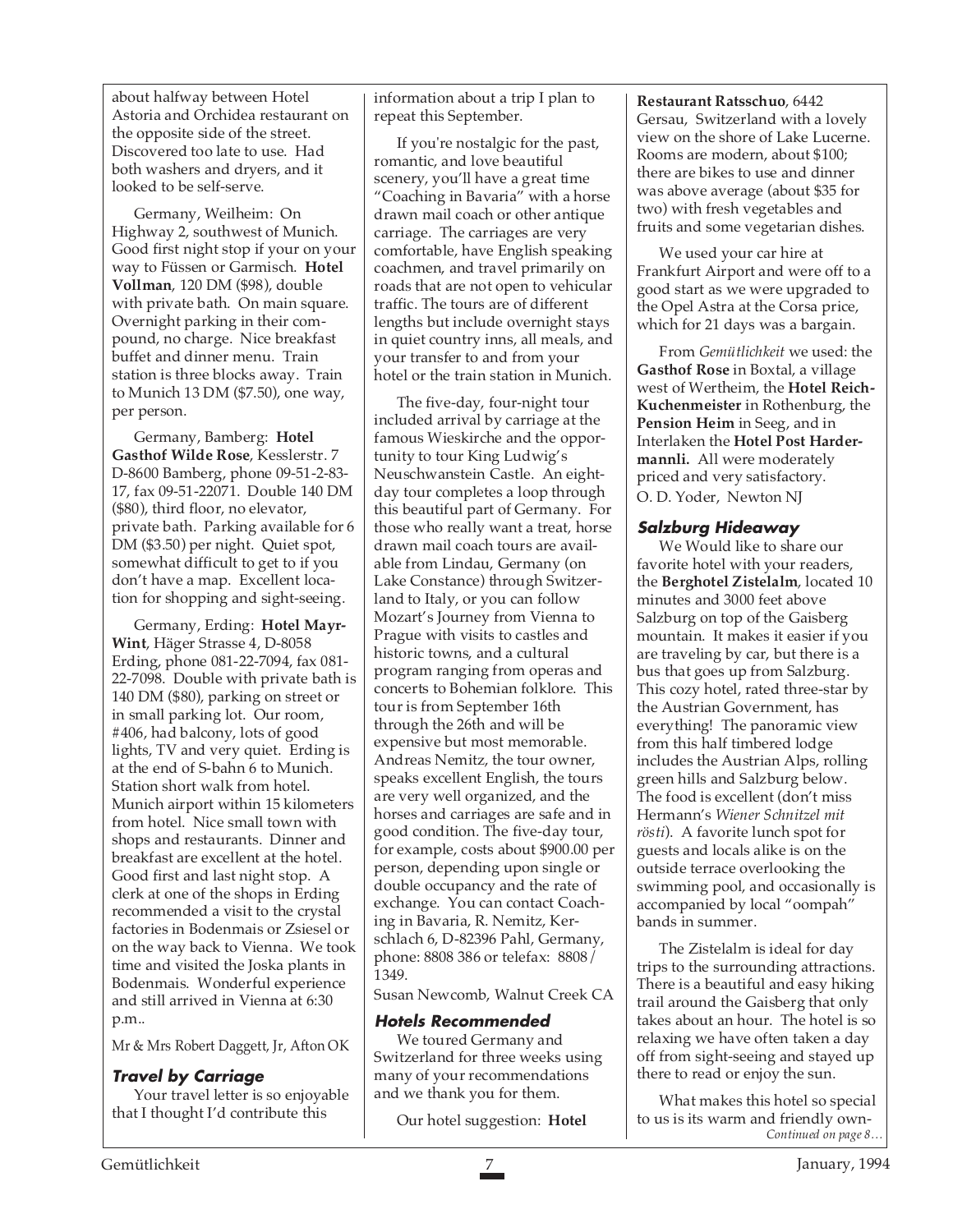about halfway between Hotel Astoria and Orchidea restaurant on the opposite side of the street. Discovered too late to use. Had both washers and dryers, and it looked to be self-serve.

Germany, Weilheim: On Highway 2, southwest of Munich. Good first night stop if your on your way to Füssen or Garmisch. **Hotel Vollman**, 120 DM ($98), double with private bath. On main square. Overnight parking in their compound, no charge. Nice breakfast buffet and dinner menu. Train station is three blocks away. Train to Munich 13 DM ($7.50), one way, per person.

Germany, Bamberg: **Hotel Gasthof Wilde Rose**, Kesslerstr. 7 D-8600 Bamberg, phone 09-51-2-83-17, fax 09-51-22071. Double 140 DM ($80), third floor, no elevator, private bath. Parking available for 6 DM ($3.50) per night. Quiet spot, somewhat difficult to get to if you don't have a map. Excellent location for shopping and sight-seeing.

Germany, Erding: **Hotel Mayr-Wint**, Häger Strasse 4, D-8058 Erding, phone 081-22-7094, fax 081-22-7098. Double with private bath is 140 DM ($80), parking on street or in small parking lot. Our room, #406, had balcony, lots of good lights, TV and very quiet. Erding is at the end of S-bahn 6 to Munich. Station short walk from hotel. Munich airport within 15 kilometers from hotel. Nice small town with shops and restaurants. Dinner and breakfast are excellent at the hotel. Good first and last night stop. A clerk at one of the shops in Erding recommended a visit to the crystal factories in Bodenmais or Zsiesel or on the way back to Vienna. We took time and visited the Joska plants in Bodenmais. Wonderful experience and still arrived in Vienna at 6:30 p.m..

Mr & Mrs Robert Daggett, Jr, Afton OK

### Travel by Carriage

Your travel letter is so enjoyable that I thought I'd contribute this information about a trip I plan to repeat this September.

If you're nostalgic for the past, romantic, and love beautiful scenery, you'll have a great time "Coaching in Bavaria" with a horse drawn mail coach or other antique carriage. The carriages are very comfortable, have English speaking coachmen, and travel primarily on roads that are not open to vehicular traffic. The tours are of different lengths but include overnight stays in quiet country inns, all meals, and your transfer to and from your hotel or the train station in Munich.

The five-day, four-night tour included arrival by carriage at the famous Wieskirche and the opportunity to tour King Ludwig's Neuschwanstein Castle. An eight-day tour completes a loop through this beautiful part of Germany. For those who really want a treat, horse drawn mail coach tours are available from Lindau, Germany (on Lake Constance) through Switzerland to Italy, or you can follow Mozart's Journey from Vienna to Prague with visits to castles and historic towns, and a cultural program ranging from operas and concerts to Bohemian folklore. This tour is from September 16th through the 26th and will be expensive but most memorable. Andreas Nemitz, the tour owner, speaks excellent English, the tours are very well organized, and the horses and carriages are safe and in good condition. The five-day tour, for example, costs about $900.00 per person, depending upon single or double occupancy and the rate of exchange. You can contact Coaching in Bavaria, R. Nemitz, Kerschlach 6, D-82396 Pahl, Germany, phone: 8808 386 or telefax: 8808/1349.

Susan Newcomb, Walnut Creek CA

### Hotels Recommended

We toured Germany and Switzerland for three weeks using many of your recommendations and we thank you for them.

Our hotel suggestion: **Hotel Restaurant Ratsschuo**, 6442 Gersau, Switzerland with a lovely view on the shore of Lake Lucerne. Rooms are modern, about $100; there are bikes to use and dinner was above average (about $35 for two) with fresh vegetables and fruits and some vegetarian dishes.

We used your car hire at Frankfurt Airport and were off to a good start as we were upgraded to the Opel Astra at the Corsa price, which for 21 days was a bargain.

From *Gemütlichkeit* we used: the **Gasthof Rose** in Boxtal, a village west of Wertheim, the **Hotel Reich-Kuchenmeister** in Rothenburg, the **Pension Heim** in Seeg, and in Interlaken the **Hotel Post Hardermannli.** All were moderately priced and very satisfactory.

O. D. Yoder, Newton NJ

### Salzburg Hideaway

We Would like to share our favorite hotel with your readers, the **Berghotel Zistelalm**, located 10 minutes and 3000 feet above Salzburg on top of the Gaisberg mountain. It makes it easier if you are traveling by car, but there is a bus that goes up from Salzburg. This cozy hotel, rated three-star by the Austrian Government, has everything! The panoramic view from this half timbered lodge includes the Austrian Alps, rolling green hills and Salzburg below. The food is excellent (don't miss Hermann's *Wiener Schnitzel mit rösti*). A favorite lunch spot for guests and locals alike is on the outside terrace overlooking the swimming pool, and occasionally is accompanied by local "oompah" bands in summer.

The Zistelalm is ideal for day trips to the surrounding attractions. There is a beautiful and easy hiking trail around the Gaisberg that only takes about an hour. The hotel is so relaxing we have often taken a day off from sight-seeing and stayed up there to read or enjoy the sun.

What makes this hotel so special to us is its warm and friendly own-

*Continued on page 8…*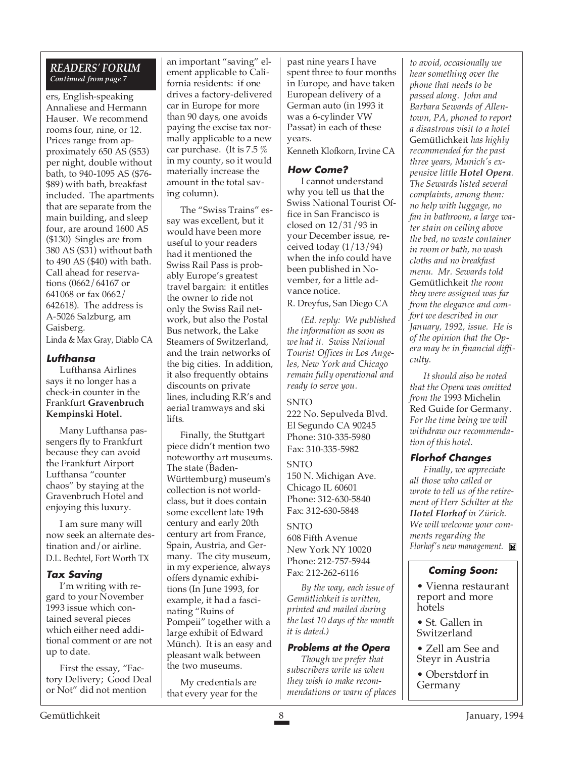## READERS' FORUM

*Continued from page 7*

ers, English-speaking Annaliese and Hermann Hauser. We recommend rooms four, nine, or 12. Prices range from approximately 650 AS ($53) per night, double without bath, to 940-1095 AS ($76-$89) with bath, breakfast included. The apartments that are separate from the main building, and sleep four, are around 1600 AS ($130) Singles are from 380 AS ($31) without bath to 490 AS ($40) with bath. Call ahead for reservations (0662/64167 or 641068 or fax 0662/642618). The address is A-5026 Salzburg, am Gaisberg.

Linda & Max Gray, Diablo CA

### Lufthansa

Lufthansa Airlines says it no longer has a check-in counter in the Frankfurt **Gravenbruch Kempinski Hotel.**

Many Lufthansa passengers fly to Frankfurt because they can avoid the Frankfurt Airport Lufthansa "counter chaos" by staying at the Gravenbruch Hotel and enjoying this luxury.

I am sure many will now seek an alternate destination and/or airline.

D.L. Bechtel, Fort Worth TX

### Tax Saving

I'm writing with regard to your November 1993 issue which contained several pieces which either need additional comment or are not up to date.

First the essay, "Factory Delivery; Good Deal or Not" did not mention an important "saving" element applicable to California residents: if one drives a factory-delivered car in Europe for more than 90 days, one avoids paying the excise tax normally applicable to a new car purchase. (It is 7.5 % in my county, so it would materially increase the amount in the total saving column).

The "Swiss Trains" essay was excellent, but it would have been more useful to your readers had it mentioned the Swiss Rail Pass is probably Europe's greatest travel bargain: it entitles the owner to ride not only the Swiss Rail network, but also the Postal Bus network, the Lake Steamers of Switzerland, and the train networks of the big cities. In addition, it also frequently obtains discounts on private lines, including R.R's and aerial tramways and ski lifts.

Finally, the Stuttgart piece didn't mention two noteworthy art museums. The state (Baden-Württemburg) museum's collection is not world-class, but it does contain some excellent late 19th century and early 20th century art from France, Spain, Austria, and Germany. The city museum, in my experience, always offers dynamic exhibitions (In June 1993, for example, it had a fascinating "Ruins of Pompeii" together with a large exhibit of Edward Münch). It is an easy and pleasant walk between the two museums.

My credentials are that every year for the past nine years I have spent three to four months in Europe, and have taken European delivery of a German auto (in 1993 it was a 6-cylinder VW Passat) in each of these years.

Kenneth Klofkorn, Irvine CA

### How Come?

I cannot understand why you tell us that the Swiss National Tourist Office in San Francisco is closed on 12/31/93 in your December issue, received today (1/13/94) when the info could have been published in November, for a little advance notice.

R. Dreyfus, San Diego CA

*(Ed. reply: We published the information as soon as we had it. Swiss National Tourist Offices in Los Angeles, New York and Chicago remain fully operational and ready to serve you.*

SNTO
222 No. Sepulveda Blvd.
El Segundo CA 90245
Phone: 310-335-5980
Fax: 310-335-5982

SNTO
150 N. Michigan Ave.
Chicago IL 60601
Phone: 312-630-5840
Fax: 312-630-5848

SNTO
608 Fifth Avenue
New York NY 10020
Phone: 212-757-5944
Fax: 212-262-6116

*By the way, each issue of Gemütlichkeit is written, printed and mailed during the last 10 days of the month it is dated.)*

### Problems at the Opera

*Though we prefer that subscribers write us when they wish to make recommendations or warn of places to avoid, occasionally we hear something over the phone that needs to be passed along. John and Barbara Sewards of Allentown, PA, phoned to report a disastrous visit to a hotel* Gemütlichkeit *has highly recommended for the past three years, Munich's expensive little* ***Hotel Opera****. The Sewards listed several complaints, among them: no help with luggage, no fan in bathroom, a large water stain on ceiling above the bed, no waste container in room or bath, no wash cloths and no breakfast menu. Mr. Sewards told* Gemütlichkeit *the room they were assigned was far from the elegance and comfort we described in our January, 1992, issue. He is of the opinion that the Opera may be in financial difficulty.*

*It should also be noted that the Opera was omitted from the* 1993 Michelin Red Guide for Germany. *For the time being we will withdraw our recommendation of this hotel.*

### Florhof Changes

*Finally, we appreciate all those who called or wrote to tell us of the retirement of Herr Schilter at the* ***Hotel Florhof*** *in Zürich. We will welcome your comments regarding the Florhof's new management.*

### Coming Soon:

- Vienna restaurant report and more hotels
- St. Gallen in Switzerland
- Zell am See and Steyr in Austria
- Oberstdorf in Germany